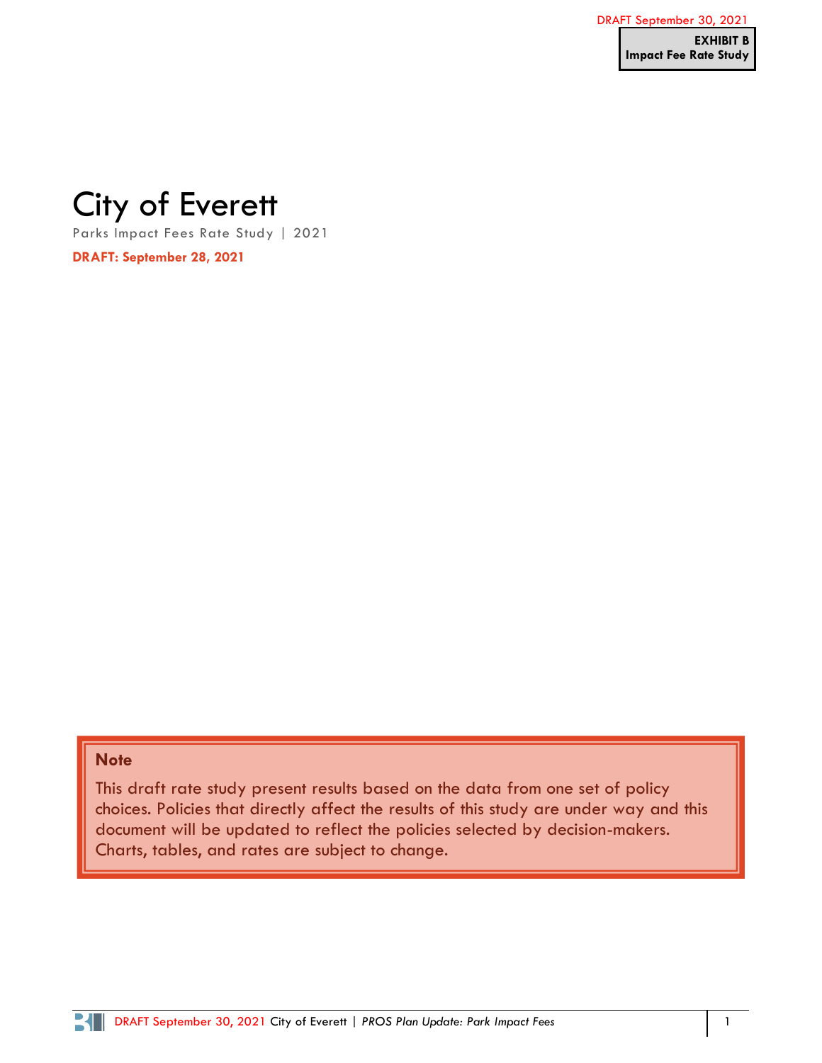DRAFT September 30, 2021

**EXHIBIT B**
**Impact Fee Rate Study**

# City of Everett

Parks Impact Fees Rate Study | 2021

**DRAFT: September 28, 2021**

**Note**

This draft rate study present results based on the data from one set of policy choices. Policies that directly affect the results of this study are under way and this document will be updated to reflect the policies selected by decision-makers. Charts, tables, and rates are subject to change.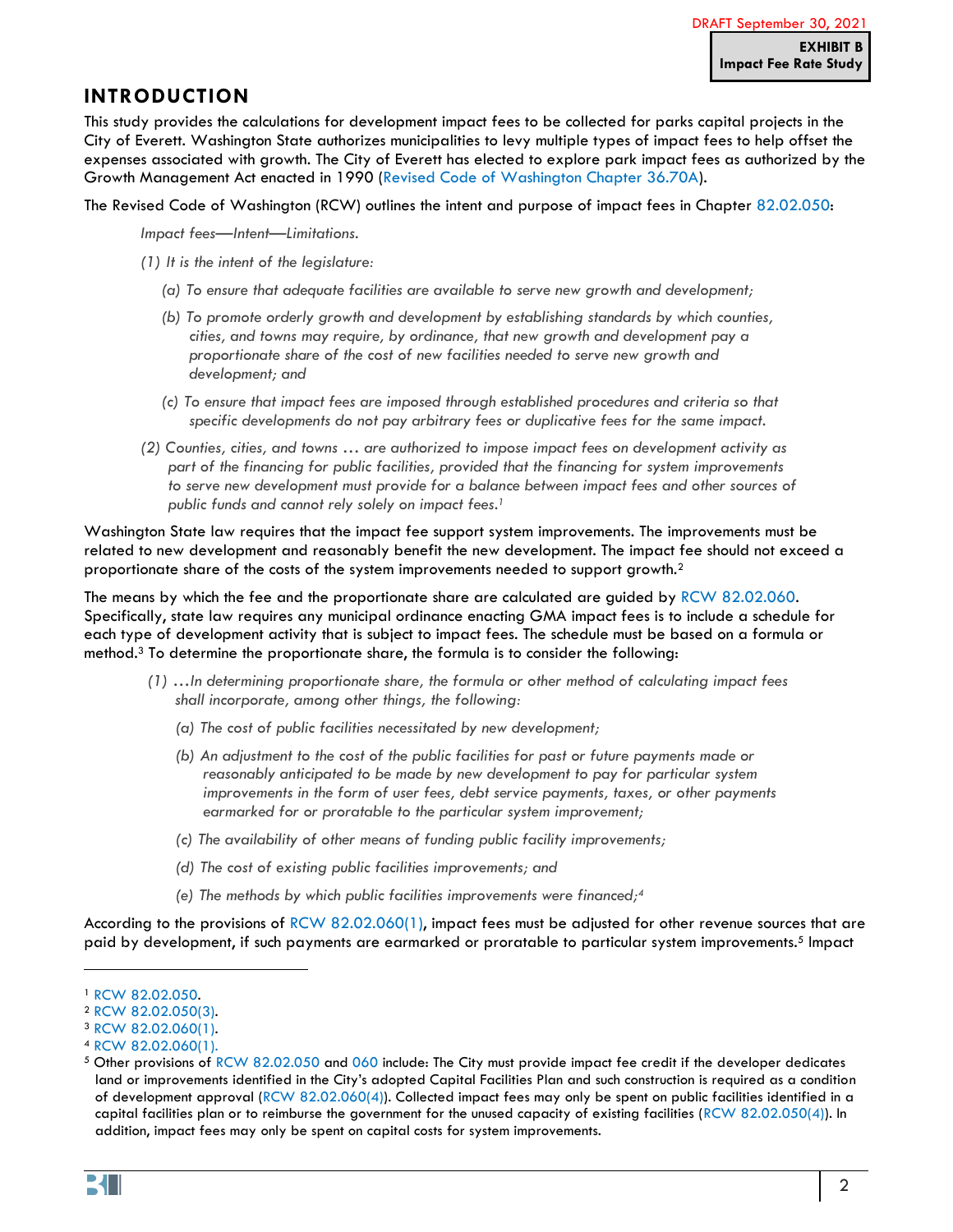DRAFT September 30, 2021

**EXHIBIT B**
**Impact Fee Rate Study**

# INTRODUCTION

This study provides the calculations for development impact fees to be collected for parks capital projects in the City of Everett. Washington State authorizes municipalities to levy multiple types of impact fees to help offset the expenses associated with growth. The City of Everett has elected to explore park impact fees as authorized by the Growth Management Act enacted in 1990 (Revised Code of Washington Chapter 36.70A).

The Revised Code of Washington (RCW) outlines the intent and purpose of impact fees in Chapter 82.02.050:

> *Impact fees—Intent—Limitations.*
>
> *(1) It is the intent of the legislature:*
>
> *(a) To ensure that adequate facilities are available to serve new growth and development;*
>
> *(b) To promote orderly growth and development by establishing standards by which counties, cities, and towns may require, by ordinance, that new growth and development pay a proportionate share of the cost of new facilities needed to serve new growth and development; and*
>
> *(c) To ensure that impact fees are imposed through established procedures and criteria so that specific developments do not pay arbitrary fees or duplicative fees for the same impact.*
>
> *(2) Counties, cities, and towns … are authorized to impose impact fees on development activity as part of the financing for public facilities, provided that the financing for system improvements to serve new development must provide for a balance between impact fees and other sources of public funds and cannot rely solely on impact fees.*[1]

Washington State law requires that the impact fee support system improvements. The improvements must be related to new development and reasonably benefit the new development. The impact fee should not exceed a proportionate share of the costs of the system improvements needed to support growth.[2]

The means by which the fee and the proportionate share are calculated are guided by RCW 82.02.060. Specifically, state law requires any municipal ordinance enacting GMA impact fees is to include a schedule for each type of development activity that is subject to impact fees. The schedule must be based on a formula or method.[3] To determine the proportionate share, the formula is to consider the following:

> *(1) …In determining proportionate share, the formula or other method of calculating impact fees shall incorporate, among other things, the following:*
>
> *(a) The cost of public facilities necessitated by new development;*
>
> *(b) An adjustment to the cost of the public facilities for past or future payments made or reasonably anticipated to be made by new development to pay for particular system improvements in the form of user fees, debt service payments, taxes, or other payments earmarked for or proratable to the particular system improvement;*
>
> *(c) The availability of other means of funding public facility improvements;*
>
> *(d) The cost of existing public facilities improvements; and*
>
> *(e) The methods by which public facilities improvements were financed;*[4]

According to the provisions of RCW 82.02.060(1), impact fees must be adjusted for other revenue sources that are paid by development, if such payments are earmarked or proratable to particular system improvements.[5] Impact

---

[1] RCW 82.02.050.

[2] RCW 82.02.050(3).

[3] RCW 82.02.060(1).

[4] RCW 82.02.060(1).

[5] Other provisions of RCW 82.02.050 and 060 include: The City must provide impact fee credit if the developer dedicates land or improvements identified in the City's adopted Capital Facilities Plan and such construction is required as a condition of development approval (RCW 82.02.060(4)). Collected impact fees may only be spent on public facilities identified in a capital facilities plan or to reimburse the government for the unused capacity of existing facilities (RCW 82.02.050(4)). In addition, impact fees may only be spent on capital costs for system improvements.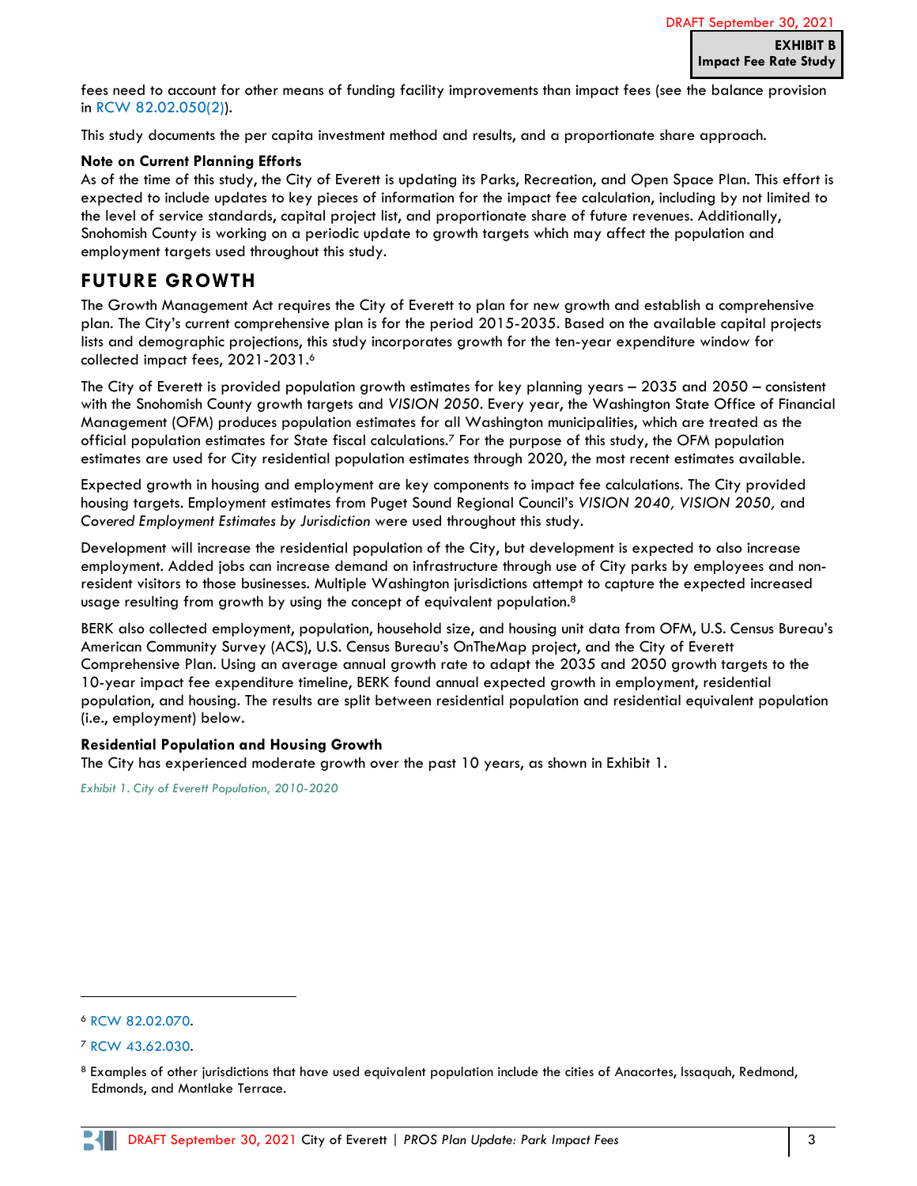fees need to account for other means of funding facility improvements than impact fees (see the balance provision in RCW 82.02.050(2)).

This study documents the per capita investment method and results, and a proportionate share approach.

**Note on Current Planning Efforts**
As of the time of this study, the City of Everett is updating its Parks, Recreation, and Open Space Plan. This effort is expected to include updates to key pieces of information for the impact fee calculation, including by not limited to the level of service standards, capital project list, and proportionate share of future revenues. Additionally, Snohomish County is working on a periodic update to growth targets which may affect the population and employment targets used throughout this study.

## FUTURE GROWTH

The Growth Management Act requires the City of Everett to plan for new growth and establish a comprehensive plan. The City's current comprehensive plan is for the period 2015-2035. Based on the available capital projects lists and demographic projections, this study incorporates growth for the ten-year expenditure window for collected impact fees, 2021-2031.[6]

The City of Everett is provided population growth estimates for key planning years – 2035 and 2050 – consistent with the Snohomish County growth targets and *VISION 2050*. Every year, the Washington State Office of Financial Management (OFM) produces population estimates for all Washington municipalities, which are treated as the official population estimates for State fiscal calculations.[7] For the purpose of this study, the OFM population estimates are used for City residential population estimates through 2020, the most recent estimates available.

Expected growth in housing and employment are key components to impact fee calculations. The City provided housing targets. Employment estimates from Puget Sound Regional Council's *VISION 2040, VISION 2050,* and *Covered Employment Estimates by Jurisdiction* were used throughout this study.

Development will increase the residential population of the City, but development is expected to also increase employment. Added jobs can increase demand on infrastructure through use of City parks by employees and non-resident visitors to those businesses. Multiple Washington jurisdictions attempt to capture the expected increased usage resulting from growth by using the concept of equivalent population.[8]

BERK also collected employment, population, household size, and housing unit data from OFM, U.S. Census Bureau's American Community Survey (ACS), U.S. Census Bureau's OnTheMap project, and the City of Everett Comprehensive Plan. Using an average annual growth rate to adapt the 2035 and 2050 growth targets to the 10-year impact fee expenditure timeline, BERK found annual expected growth in employment, residential population, and housing. The results are split between residential population and residential equivalent population (i.e., employment) below.

**Residential Population and Housing Growth**
The City has experienced moderate growth over the past 10 years, as shown in Exhibit 1.

*Exhibit 1. City of Everett Population, 2010-2020*

---

[6] RCW 82.02.070.

[7] RCW 43.62.030.

[8] Examples of other jurisdictions that have used equivalent population include the cities of Anacortes, Issaquah, Redmond, Edmonds, and Montlake Terrace.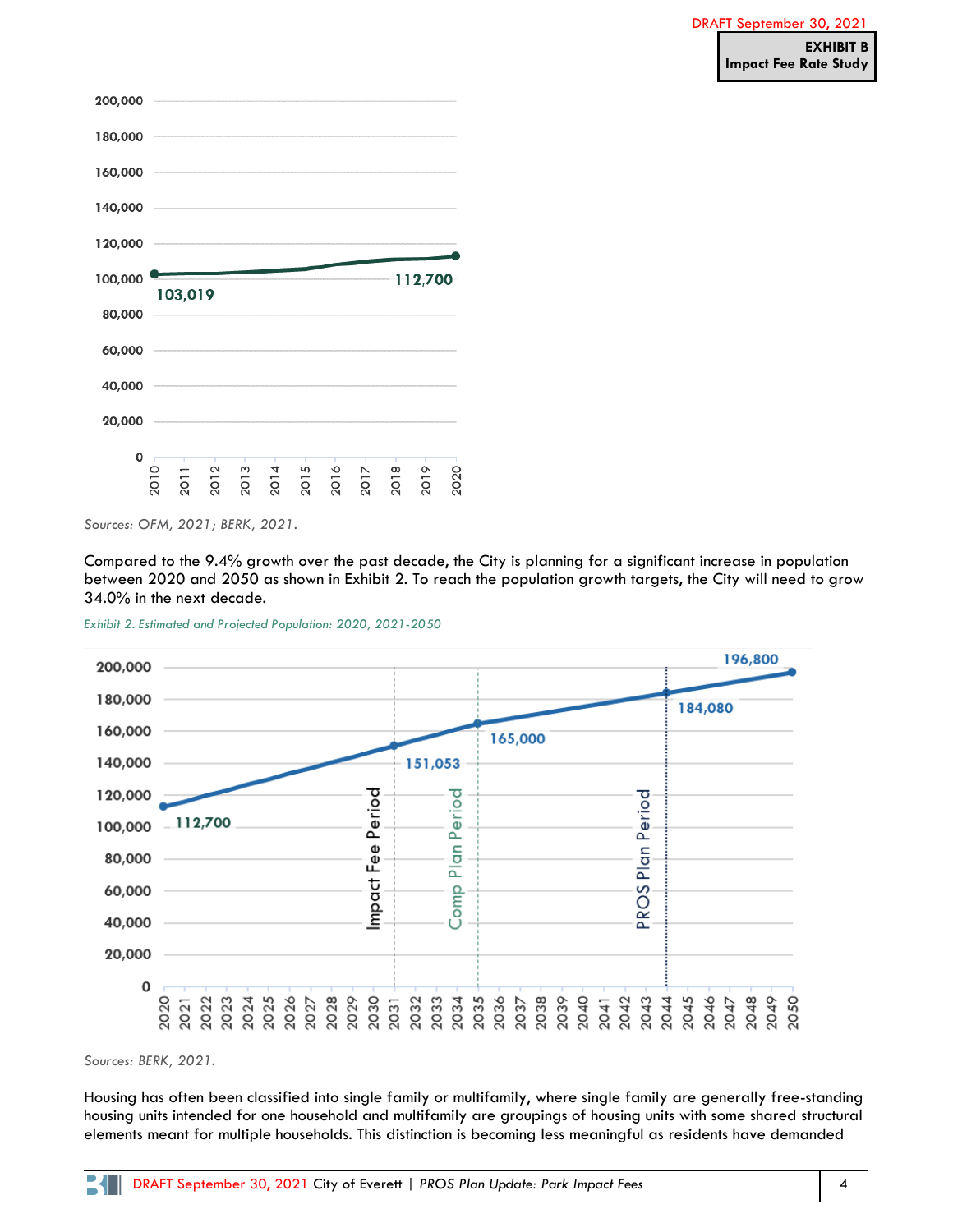Sources: OFM, 2021; BERK, 2021.

Compared to the 9.4% growth over the past decade, the City is planning for a significant increase in population between 2020 and 2050 as shown in Exhibit 2. To reach the population growth targets, the City will need to grow 34.0% in the next decade.

*Exhibit 2. Estimated and Projected Population: 2020, 2021-2050*

Sources: BERK, 2021.

Housing has often been classified into single family or multifamily, where single family are generally free-standing housing units intended for one household and multifamily are groupings of housing units with some shared structural elements meant for multiple households. This distinction is becoming less meaningful as residents have demanded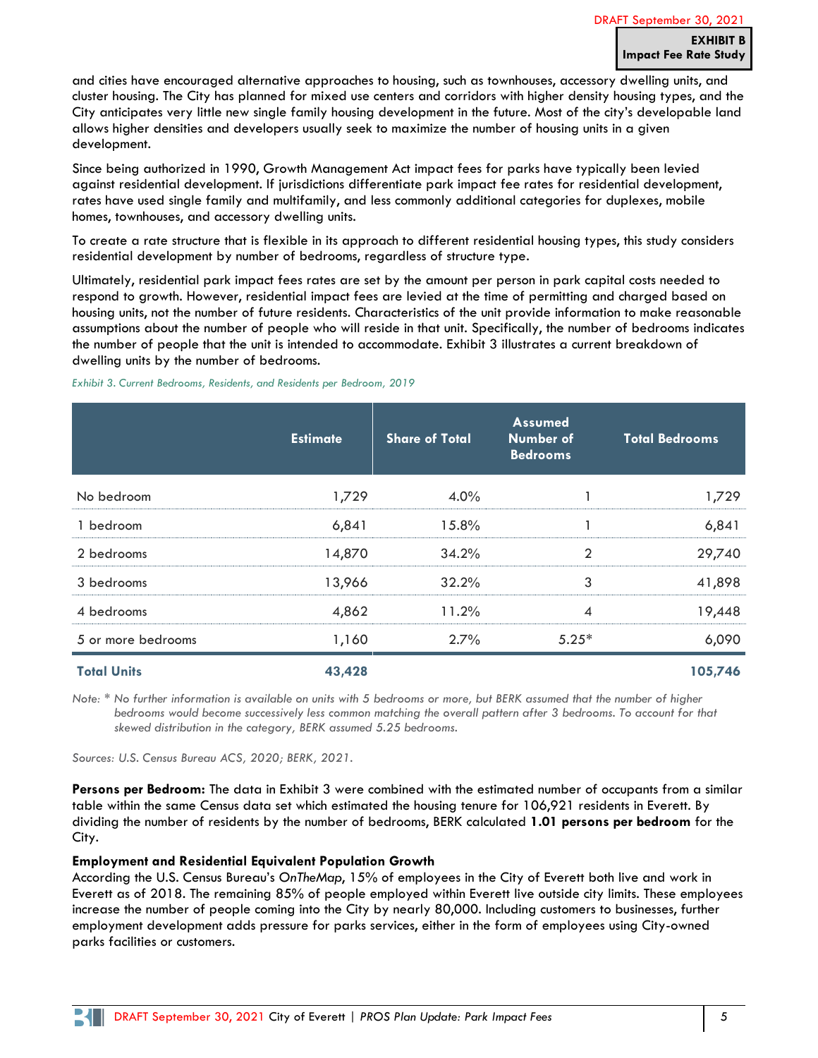and cities have encouraged alternative approaches to housing, such as townhouses, accessory dwelling units, and cluster housing. The City has planned for mixed use centers and corridors with higher density housing types, and the City anticipates very little new single family housing development in the future. Most of the city's developable land allows higher densities and developers usually seek to maximize the number of housing units in a given development.

Since being authorized in 1990, Growth Management Act impact fees for parks have typically been levied against residential development. If jurisdictions differentiate park impact fee rates for residential development, rates have used single family and multifamily, and less commonly additional categories for duplexes, mobile homes, townhouses, and accessory dwelling units.

To create a rate structure that is flexible in its approach to different residential housing types, this study considers residential development by number of bedrooms, regardless of structure type.

Ultimately, residential park impact fees rates are set by the amount per person in park capital costs needed to respond to growth. However, residential impact fees are levied at the time of permitting and charged based on housing units, not the number of future residents. Characteristics of the unit provide information to make reasonable assumptions about the number of people who will reside in that unit. Specifically, the number of bedrooms indicates the number of people that the unit is intended to accommodate. Exhibit 3 illustrates a current breakdown of dwelling units by the number of bedrooms.

*Exhibit 3. Current Bedrooms, Residents, and Residents per Bedroom, 2019*

| | Estimate | Share of Total | Assumed Number of Bedrooms | Total Bedrooms |
|---|---|---|---|---|
| No bedroom | 1,729 | 4.0% | 1 | 1,729 |
| 1 bedroom | 6,841 | 15.8% | 1 | 6,841 |
| 2 bedrooms | 14,870 | 34.2% | 2 | 29,740 |
| 3 bedrooms | 13,966 | 32.2% | 3 | 41,898 |
| 4 bedrooms | 4,862 | 11.2% | 4 | 19,448 |
| 5 or more bedrooms | 1,160 | 2.7% | 5.25* | 6,090 |
| **Total Units** | **43,428** | | | **105,746** |

*Note: * No further information is available on units with 5 bedrooms or more, but BERK assumed that the number of higher bedrooms would become successively less common matching the overall pattern after 3 bedrooms. To account for that skewed distribution in the category, BERK assumed 5.25 bedrooms.*

*Sources: U.S. Census Bureau ACS, 2020; BERK, 2021.*

**Persons per Bedroom:** The data in Exhibit 3 were combined with the estimated number of occupants from a similar table within the same Census data set which estimated the housing tenure for 106,921 residents in Everett. By dividing the number of residents by the number of bedrooms, BERK calculated **1.01 persons per bedroom** for the City.

**Employment and Residential Equivalent Population Growth**

According the U.S. Census Bureau's *OnTheMap*, 15% of employees in the City of Everett both live and work in Everett as of 2018. The remaining 85% of people employed within Everett live outside city limits. These employees increase the number of people coming into the City by nearly 80,000. Including customers to businesses, further employment development adds pressure for parks services, either in the form of employees using City-owned parks facilities or customers.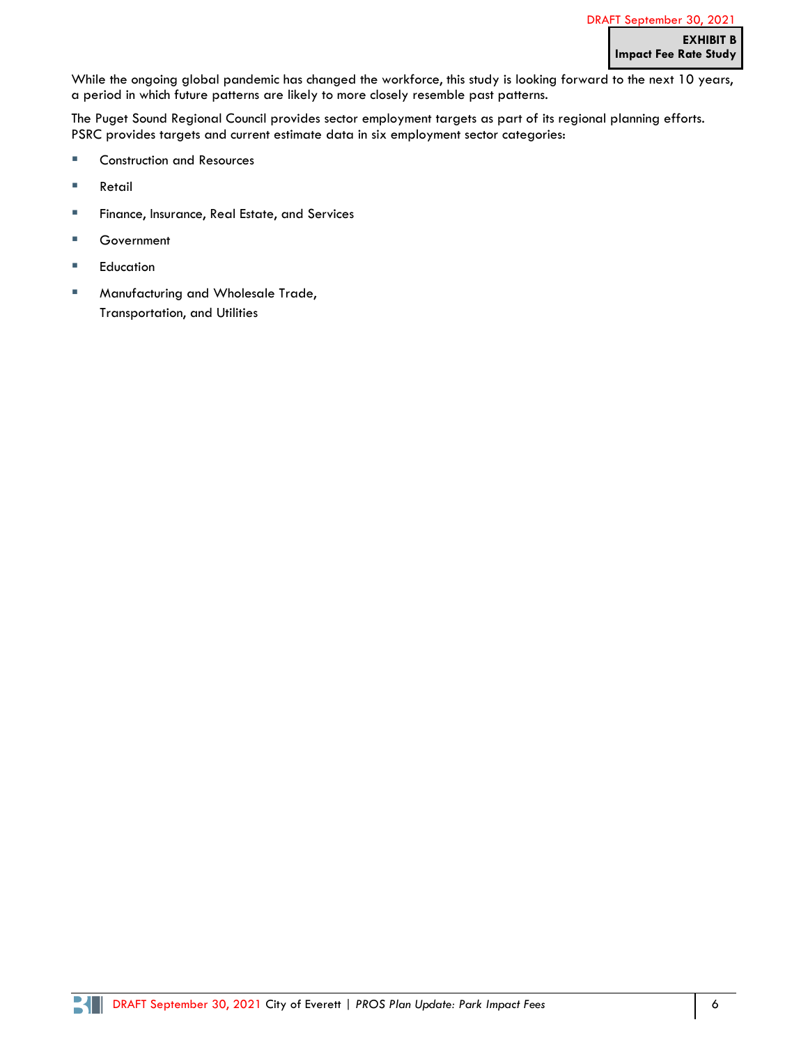While the ongoing global pandemic has changed the workforce, this study is looking forward to the next 10 years, a period in which future patterns are likely to more closely resemble past patterns.

The Puget Sound Regional Council provides sector employment targets as part of its regional planning efforts. PSRC provides targets and current estimate data in six employment sector categories:

- Construction and Resources
- Retail
- Finance, Insurance, Real Estate, and Services
- Government
- Education
- Manufacturing and Wholesale Trade, Transportation, and Utilities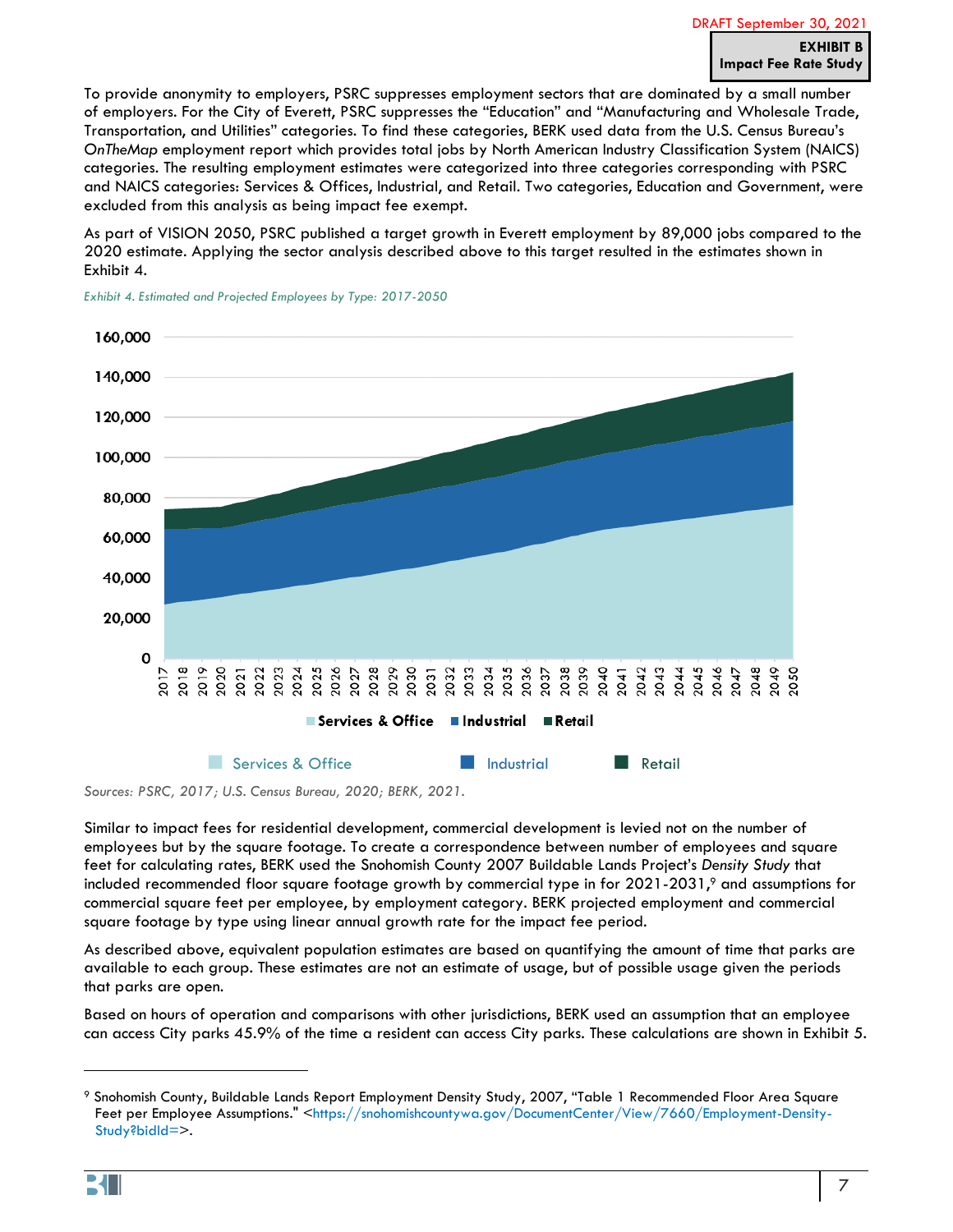DRAFT September 30, 2021

**EXHIBIT B**
**Impact Fee Rate Study**

To provide anonymity to employers, PSRC suppresses employment sectors that are dominated by a small number of employers. For the City of Everett, PSRC suppresses the "Education" and "Manufacturing and Wholesale Trade, Transportation, and Utilities" categories. To find these categories, BERK used data from the U.S. Census Bureau's *OnTheMap* employment report which provides total jobs by North American Industry Classification System (NAICS) categories. The resulting employment estimates were categorized into three categories corresponding with PSRC and NAICS categories: Services & Offices, Industrial, and Retail. Two categories, Education and Government, were excluded from this analysis as being impact fee exempt.

As part of VISION 2050, PSRC published a target growth in Everett employment by 89,000 jobs compared to the 2020 estimate. Applying the sector analysis described above to this target resulted in the estimates shown in Exhibit 4.

*Exhibit 4. Estimated and Projected Employees by Type: 2017-2050*

*Sources: PSRC, 2017; U.S. Census Bureau, 2020; BERK, 2021.*

Similar to impact fees for residential development, commercial development is levied not on the number of employees but by the square footage. To create a correspondence between number of employees and square feet for calculating rates, BERK used the Snohomish County 2007 Buildable Lands Project's *Density Study* that included recommended floor square footage growth by commercial type in for 2021-2031,[9] and assumptions for commercial square feet per employee, by employment category. BERK projected employment and commercial square footage by type using linear annual growth rate for the impact fee period.

As described above, equivalent population estimates are based on quantifying the amount of time that parks are available to each group. These estimates are not an estimate of usage, but of possible usage given the periods that parks are open.

Based on hours of operation and comparisons with other jurisdictions, BERK used an assumption that an employee can access City parks 45.9% of the time a resident can access City parks. These calculations are shown in Exhibit 5.

[9] Snohomish County, Buildable Lands Report Employment Density Study, 2007, "Table 1 Recommended Floor Area Square Feet per Employee Assumptions." <https://snohomishcountywa.gov/DocumentCenter/View/7660/Employment-Density-Study?bidId=>.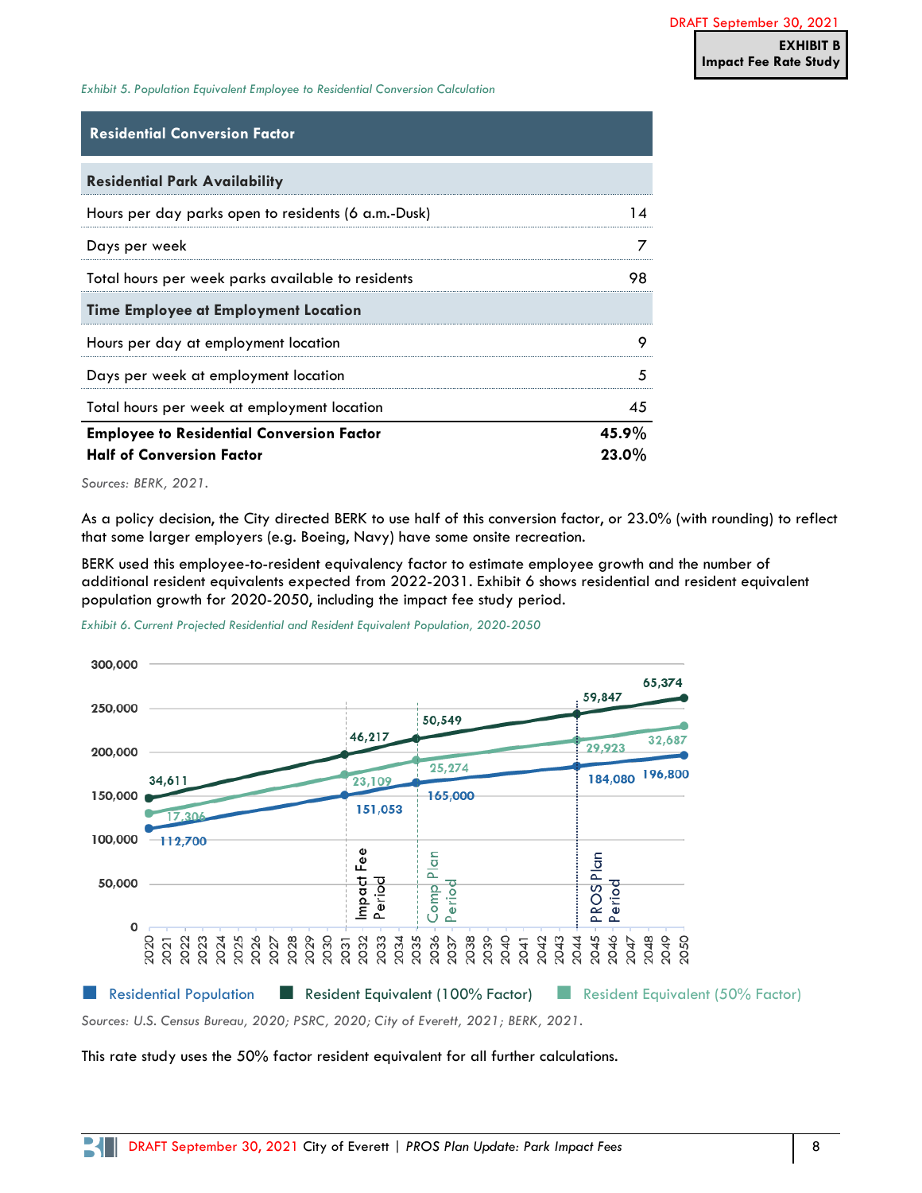DRAFT September 30, 2021

**EXHIBIT B**
**Impact Fee Rate Study**

*Exhibit 5. Population Equivalent Employee to Residential Conversion Calculation*

| **Residential Conversion Factor** | |
|---|---|
| **Residential Park Availability** | |
| Hours per day parks open to residents (6 a.m.-Dusk) | 14 |
| Days per week | 7 |
| Total hours per week parks available to residents | 98 |
| **Time Employee at Employment Location** | |
| Hours per day at employment location | 9 |
| Days per week at employment location | 5 |
| Total hours per week at employment location | 45 |
| **Employee to Residential Conversion Factor** | **45.9%** |
| **Half of Conversion Factor** | **23.0%** |

*Sources: BERK, 2021.*

As a policy decision, the City directed BERK to use half of this conversion factor, or 23.0% (with rounding) to reflect that some larger employers (e.g. Boeing, Navy) have some onsite recreation.

BERK used this employee-to-resident equivalency factor to estimate employee growth and the number of additional resident equivalents expected from 2022-2031. Exhibit 6 shows residential and resident equivalent population growth for 2020-2050, including the impact fee study period.

*Exhibit 6. Current Projected Residential and Resident Equivalent Population, 2020-2050*

*Sources: U.S. Census Bureau, 2020; PSRC, 2020; City of Everett, 2021; BERK, 2021.*

This rate study uses the 50% factor resident equivalent for all further calculations.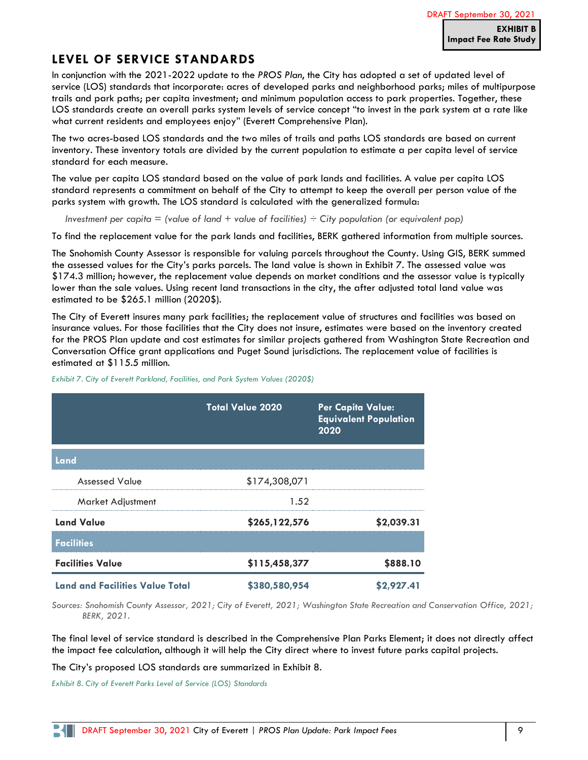## LEVEL OF SERVICE STANDARDS

In conjunction with the 2021-2022 update to the *PROS Plan*, the City has adopted a set of updated level of service (LOS) standards that incorporate: acres of developed parks and neighborhood parks; miles of multipurpose trails and park paths; per capita investment; and minimum population access to park properties. Together, these LOS standards create an overall parks system levels of service concept "to invest in the park system at a rate like what current residents and employees enjoy" (Everett Comprehensive Plan).

The two acres-based LOS standards and the two miles of trails and paths LOS standards are based on current inventory. These inventory totals are divided by the current population to estimate a per capita level of service standard for each measure.

The value per capita LOS standard based on the value of park lands and facilities. A value per capita LOS standard represents a commitment on behalf of the City to attempt to keep the overall per person value of the parks system with growth. The LOS standard is calculated with the generalized formula:

*Investment per capita = (value of land + value of facilities) ÷ City population (or equivalent pop)*

To find the replacement value for the park lands and facilities, BERK gathered information from multiple sources.

The Snohomish County Assessor is responsible for valuing parcels throughout the County. Using GIS, BERK summed the assessed values for the City's parks parcels. The land value is shown in Exhibit 7. The assessed value was $174.3 million; however, the replacement value depends on market conditions and the assessor value is typically lower than the sale values. Using recent land transactions in the city, the after adjusted total land value was estimated to be $265.1 million (2020$).

The City of Everett insures many park facilities; the replacement value of structures and facilities was based on insurance values. For those facilities that the City does not insure, estimates were based on the inventory created for the PROS Plan update and cost estimates for similar projects gathered from Washington State Recreation and Conversation Office grant applications and Puget Sound jurisdictions. The replacement value of facilities is estimated at $115.5 million.

*Exhibit 7. City of Everett Parkland, Facilities, and Park System Values (2020$)*

| | Total Value 2020 | Per Capita Value: Equivalent Population 2020 |
|---|---|---|
| **Land** | | |
| Assessed Value | $174,308,071 | |
| Market Adjustment | 1.52 | |
| **Land Value** | **$265,122,576** | **$2,039.31** |
| **Facilities** | | |
| **Facilities Value** | **$115,458,377** | **$888.10** |
| **Land and Facilities Value Total** | **$380,580,954** | **$2,927.41** |

*Sources: Snohomish County Assessor, 2021; City of Everett, 2021; Washington State Recreation and Conservation Office, 2021; BERK, 2021.*

The final level of service standard is described in the Comprehensive Plan Parks Element; it does not directly affect the impact fee calculation, although it will help the City direct where to invest future parks capital projects.

The City's proposed LOS standards are summarized in Exhibit 8.

*Exhibit 8. City of Everett Parks Level of Service (LOS) Standards*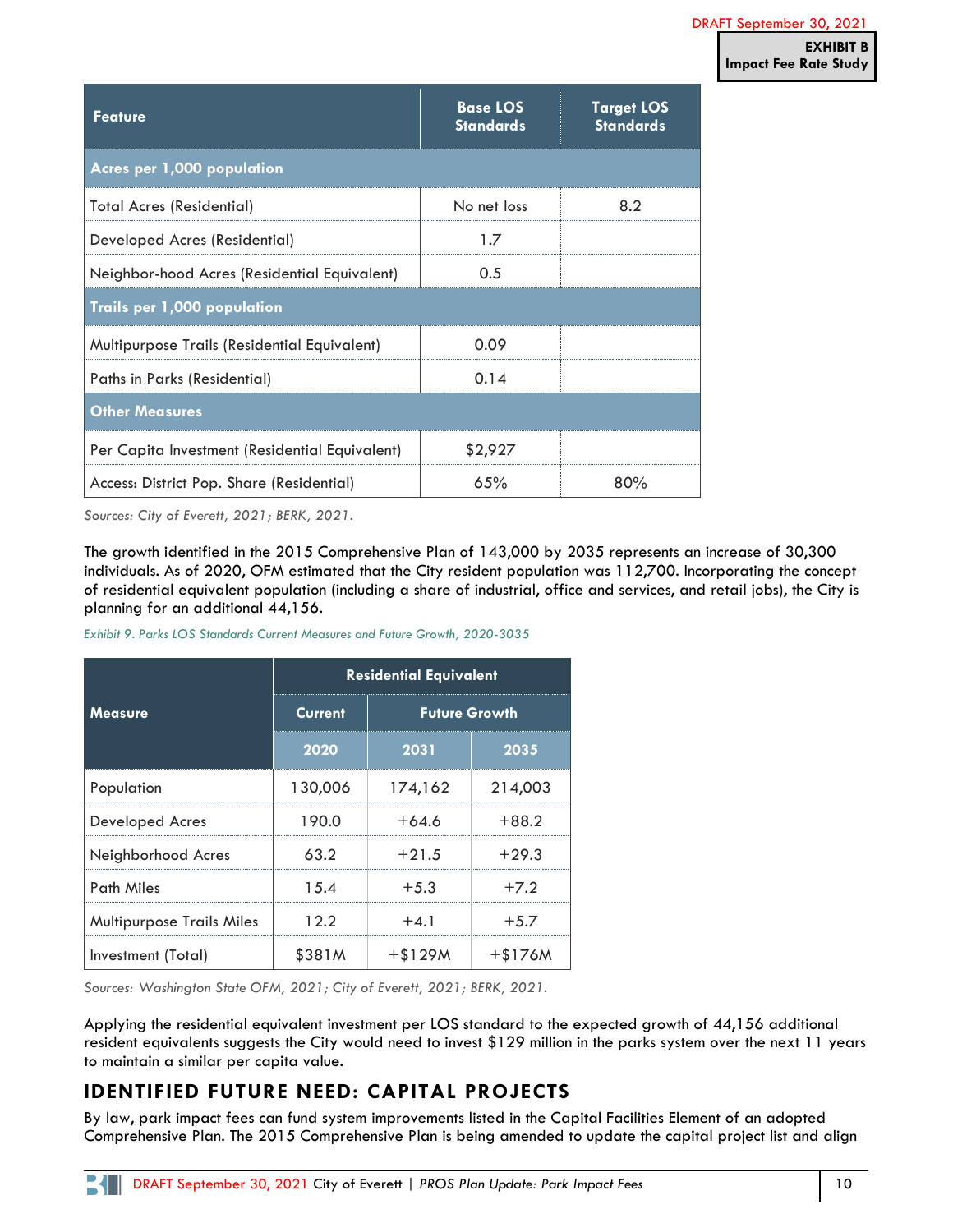| Feature | Base LOS Standards | Target LOS Standards |
|---|---|---|
| **Acres per 1,000 population** | | |
| Total Acres (Residential) | No net loss | 8.2 |
| Developed Acres (Residential) | 1.7 | |
| Neighbor-hood Acres (Residential Equivalent) | 0.5 | |
| **Trails per 1,000 population** | | |
| Multipurpose Trails (Residential Equivalent) | 0.09 | |
| Paths in Parks (Residential) | 0.14 | |
| **Other Measures** | | |
| Per Capita Investment (Residential Equivalent) | $2,927 | |
| Access: District Pop. Share (Residential) | 65% | 80% |

*Sources: City of Everett, 2021; BERK, 2021.*

The growth identified in the 2015 Comprehensive Plan of 143,000 by 2035 represents an increase of 30,300 individuals. As of 2020, OFM estimated that the City resident population was 112,700. Incorporating the concept of residential equivalent population (including a share of industrial, office and services, and retail jobs), the City is planning for an additional 44,156.

*Exhibit 9. Parks LOS Standards Current Measures and Future Growth, 2020-3035*

| Measure | Residential Equivalent | | |
|---|---|---|---|
| | Current | Future Growth | |
| | 2020 | 2031 | 2035 |
| Population | 130,006 | 174,162 | 214,003 |
| Developed Acres | 190.0 | +64.6 | +88.2 |
| Neighborhood Acres | 63.2 | +21.5 | +29.3 |
| Path Miles | 15.4 | +5.3 | +7.2 |
| Multipurpose Trails Miles | 12.2 | +4.1 | +5.7 |
| Investment (Total) | $381M | +$129M | +$176M |

*Sources: Washington State OFM, 2021; City of Everett, 2021; BERK, 2021.*

Applying the residential equivalent investment per LOS standard to the expected growth of 44,156 additional resident equivalents suggests the City would need to invest $129 million in the parks system over the next 11 years to maintain a similar per capita value.

## IDENTIFIED FUTURE NEED: CAPITAL PROJECTS

By law, park impact fees can fund system improvements listed in the Capital Facilities Element of an adopted Comprehensive Plan. The 2015 Comprehensive Plan is being amended to update the capital project list and align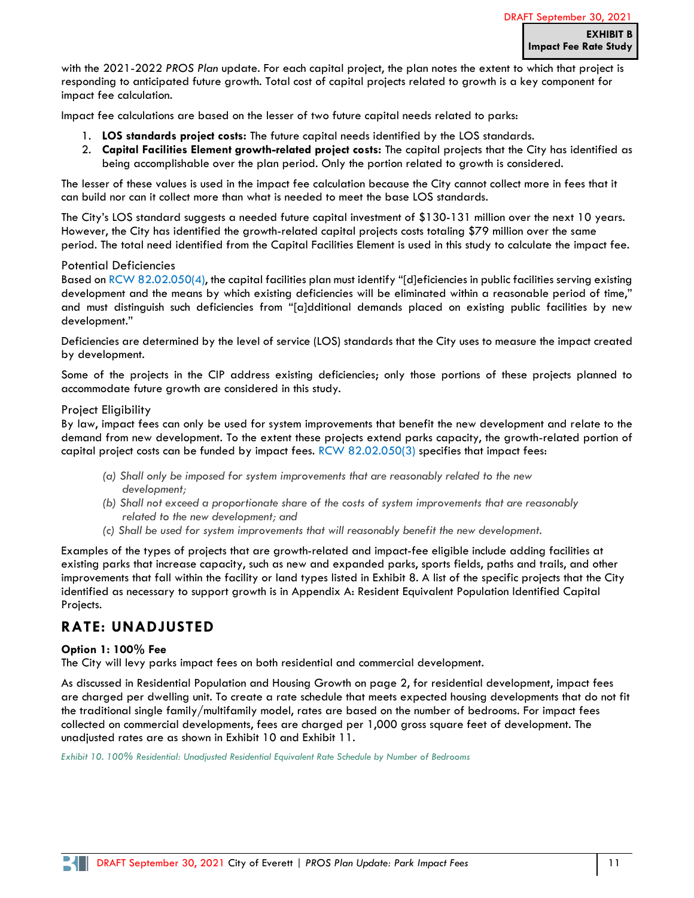with the 2021-2022 *PROS Plan* update. For each capital project, the plan notes the extent to which that project is responding to anticipated future growth. Total cost of capital projects related to growth is a key component for impact fee calculation.

Impact fee calculations are based on the lesser of two future capital needs related to parks:

1. **LOS standards project costs:** The future capital needs identified by the LOS standards.
2. **Capital Facilities Element growth-related project costs:** The capital projects that the City has identified as being accomplishable over the plan period. Only the portion related to growth is considered.

The lesser of these values is used in the impact fee calculation because the City cannot collect more in fees that it can build nor can it collect more than what is needed to meet the base LOS standards.

The City's LOS standard suggests a needed future capital investment of $130-131 million over the next 10 years. However, the City has identified the growth-related capital projects costs totaling $79 million over the same period. The total need identified from the Capital Facilities Element is used in this study to calculate the impact fee.

### Potential Deficiencies

Based on RCW 82.02.050(4), the capital facilities plan must identify "[d]eficiencies in public facilities serving existing development and the means by which existing deficiencies will be eliminated within a reasonable period of time," and must distinguish such deficiencies from "[a]dditional demands placed on existing public facilities by new development."

Deficiencies are determined by the level of service (LOS) standards that the City uses to measure the impact created by development.

Some of the projects in the CIP address existing deficiencies; only those portions of these projects planned to accommodate future growth are considered in this study.

### Project Eligibility

By law, impact fees can only be used for system improvements that benefit the new development and relate to the demand from new development. To the extent these projects extend parks capacity, the growth-related portion of capital project costs can be funded by impact fees. RCW 82.02.050(3) specifies that impact fees:

> *(a) Shall only be imposed for system improvements that are reasonably related to the new development;*
> *(b) Shall not exceed a proportionate share of the costs of system improvements that are reasonably related to the new development; and*
> *(c) Shall be used for system improvements that will reasonably benefit the new development.*

Examples of the types of projects that are growth-related and impact-fee eligible include adding facilities at existing parks that increase capacity, such as new and expanded parks, sports fields, paths and trails, and other improvements that fall within the facility or land types listed in Exhibit 8. A list of the specific projects that the City identified as necessary to support growth is in Appendix A: Resident Equivalent Population Identified Capital Projects.

## RATE: UNADJUSTED

**Option 1: 100% Fee**

The City will levy parks impact fees on both residential and commercial development.

As discussed in Residential Population and Housing Growth on page 2, for residential development, impact fees are charged per dwelling unit. To create a rate schedule that meets expected housing developments that do not fit the traditional single family/multifamily model, rates are based on the number of bedrooms. For impact fees collected on commercial developments, fees are charged per 1,000 gross square feet of development. The unadjusted rates are as shown in Exhibit 10 and Exhibit 11.

*Exhibit 10. 100% Residential: Unadjusted Residential Equivalent Rate Schedule by Number of Bedrooms*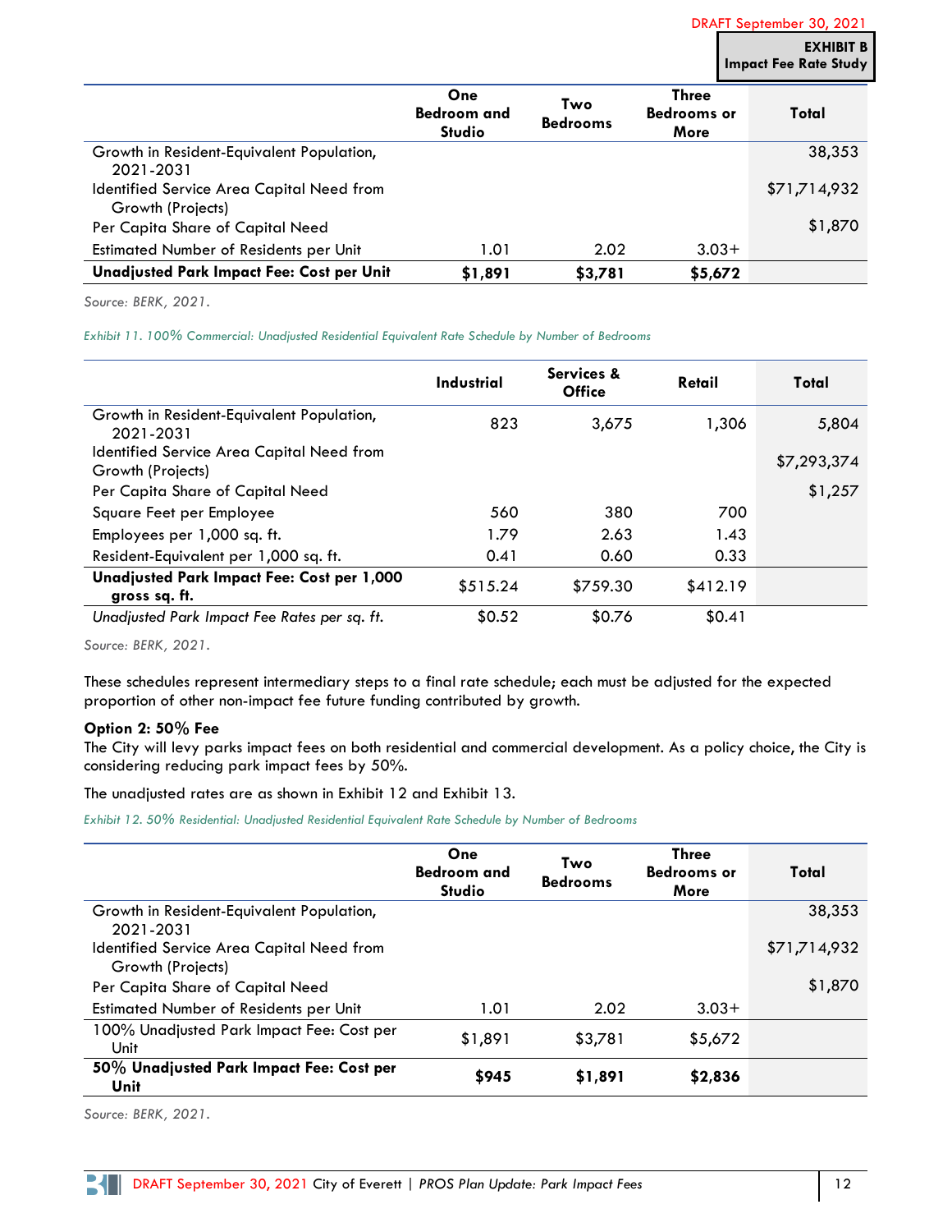| | One Bedroom and Studio | Two Bedrooms | Three Bedrooms or More | Total |
|---|---|---|---|---|
| Growth in Resident-Equivalent Population, 2021-2031 | | | | 38,353 |
| Identified Service Area Capital Need from Growth (Projects) | | | | $71,714,932 |
| Per Capita Share of Capital Need | | | | $1,870 |
| Estimated Number of Residents per Unit | 1.01 | 2.02 | 3.03+ | |
| **Unadjusted Park Impact Fee: Cost per Unit** | **$1,891** | **$3,781** | **$5,672** | |

*Source: BERK, 2021.*

*Exhibit 11. 100% Commercial: Unadjusted Residential Equivalent Rate Schedule by Number of Bedrooms*

| | Industrial | Services & Office | Retail | Total |
|---|---|---|---|---|
| Growth in Resident-Equivalent Population, 2021-2031 | 823 | 3,675 | 1,306 | 5,804 |
| Identified Service Area Capital Need from Growth (Projects) | | | | $7,293,374 |
| Per Capita Share of Capital Need | | | | $1,257 |
| Square Feet per Employee | 560 | 380 | 700 | |
| Employees per 1,000 sq. ft. | 1.79 | 2.63 | 1.43 | |
| Resident-Equivalent per 1,000 sq. ft. | 0.41 | 0.60 | 0.33 | |
| **Unadjusted Park Impact Fee: Cost per 1,000 gross sq. ft.** | $515.24 | $759.30 | $412.19 | |
| *Unadjusted Park Impact Fee Rates per sq. ft.* | $0.52 | $0.76 | $0.41 | |

*Source: BERK, 2021.*

These schedules represent intermediary steps to a final rate schedule; each must be adjusted for the expected proportion of other non-impact fee future funding contributed by growth.

**Option 2: 50% Fee**

The City will levy parks impact fees on both residential and commercial development. As a policy choice, the City is considering reducing park impact fees by 50%.

The unadjusted rates are as shown in Exhibit 12 and Exhibit 13.

*Exhibit 12. 50% Residential: Unadjusted Residential Equivalent Rate Schedule by Number of Bedrooms*

| | One Bedroom and Studio | Two Bedrooms | Three Bedrooms or More | Total |
|---|---|---|---|---|
| Growth in Resident-Equivalent Population, 2021-2031 | | | | 38,353 |
| Identified Service Area Capital Need from Growth (Projects) | | | | $71,714,932 |
| Per Capita Share of Capital Need | | | | $1,870 |
| Estimated Number of Residents per Unit | 1.01 | 2.02 | 3.03+ | |
| 100% Unadjusted Park Impact Fee: Cost per Unit | $1,891 | $3,781 | $5,672 | |
| **50% Unadjusted Park Impact Fee: Cost per Unit** | **$945** | **$1,891** | **$2,836** | |

*Source: BERK, 2021.*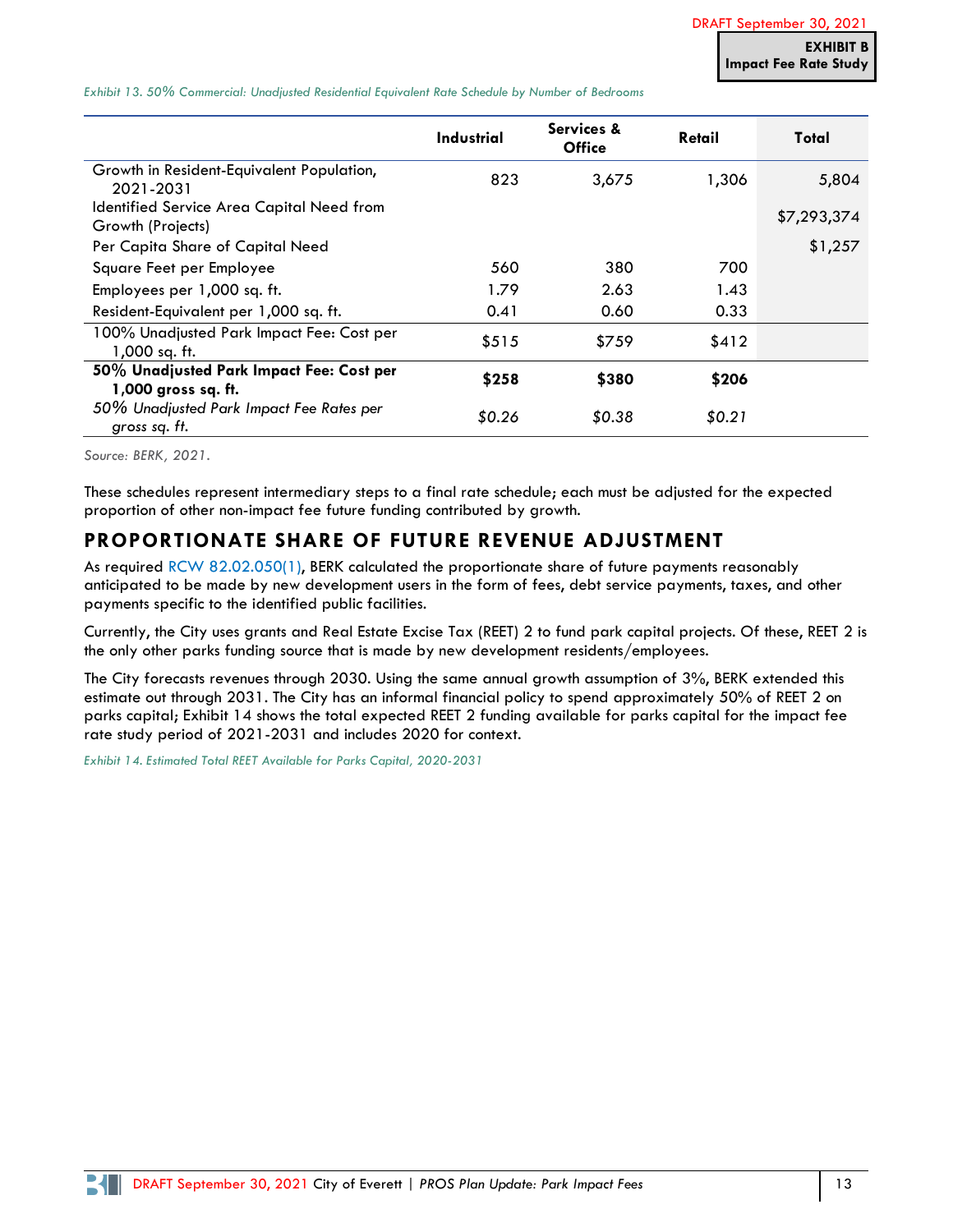*Exhibit 13. 50% Commercial: Unadjusted Residential Equivalent Rate Schedule by Number of Bedrooms*

| | Industrial | Services & Office | Retail | Total |
|---|---|---|---|---|
| Growth in Resident-Equivalent Population, 2021-2031 | 823 | 3,675 | 1,306 | 5,804 |
| Identified Service Area Capital Need from Growth (Projects) | | | | $7,293,374 |
| Per Capita Share of Capital Need | | | | $1,257 |
| Square Feet per Employee | 560 | 380 | 700 | |
| Employees per 1,000 sq. ft. | 1.79 | 2.63 | 1.43 | |
| Resident-Equivalent per 1,000 sq. ft. | 0.41 | 0.60 | 0.33 | |
| 100% Unadjusted Park Impact Fee: Cost per 1,000 sq. ft. | $515 | $759 | $412 | |
| **50% Unadjusted Park Impact Fee: Cost per 1,000 gross sq. ft.** | **$258** | **$380** | **$206** | |
| *50% Unadjusted Park Impact Fee Rates per gross sq. ft.* | *$0.26* | *$0.38* | *$0.21* | |

*Source: BERK, 2021.*

These schedules represent intermediary steps to a final rate schedule; each must be adjusted for the expected proportion of other non-impact fee future funding contributed by growth.

## PROPORTIONATE SHARE OF FUTURE REVENUE ADJUSTMENT

As required RCW 82.02.050(1), BERK calculated the proportionate share of future payments reasonably anticipated to be made by new development users in the form of fees, debt service payments, taxes, and other payments specific to the identified public facilities.

Currently, the City uses grants and Real Estate Excise Tax (REET) 2 to fund park capital projects. Of these, REET 2 is the only other parks funding source that is made by new development residents/employees.

The City forecasts revenues through 2030. Using the same annual growth assumption of 3%, BERK extended this estimate out through 2031. The City has an informal financial policy to spend approximately 50% of REET 2 on parks capital; Exhibit 14 shows the total expected REET 2 funding available for parks capital for the impact fee rate study period of 2021-2031 and includes 2020 for context.

*Exhibit 14. Estimated Total REET Available for Parks Capital, 2020-2031*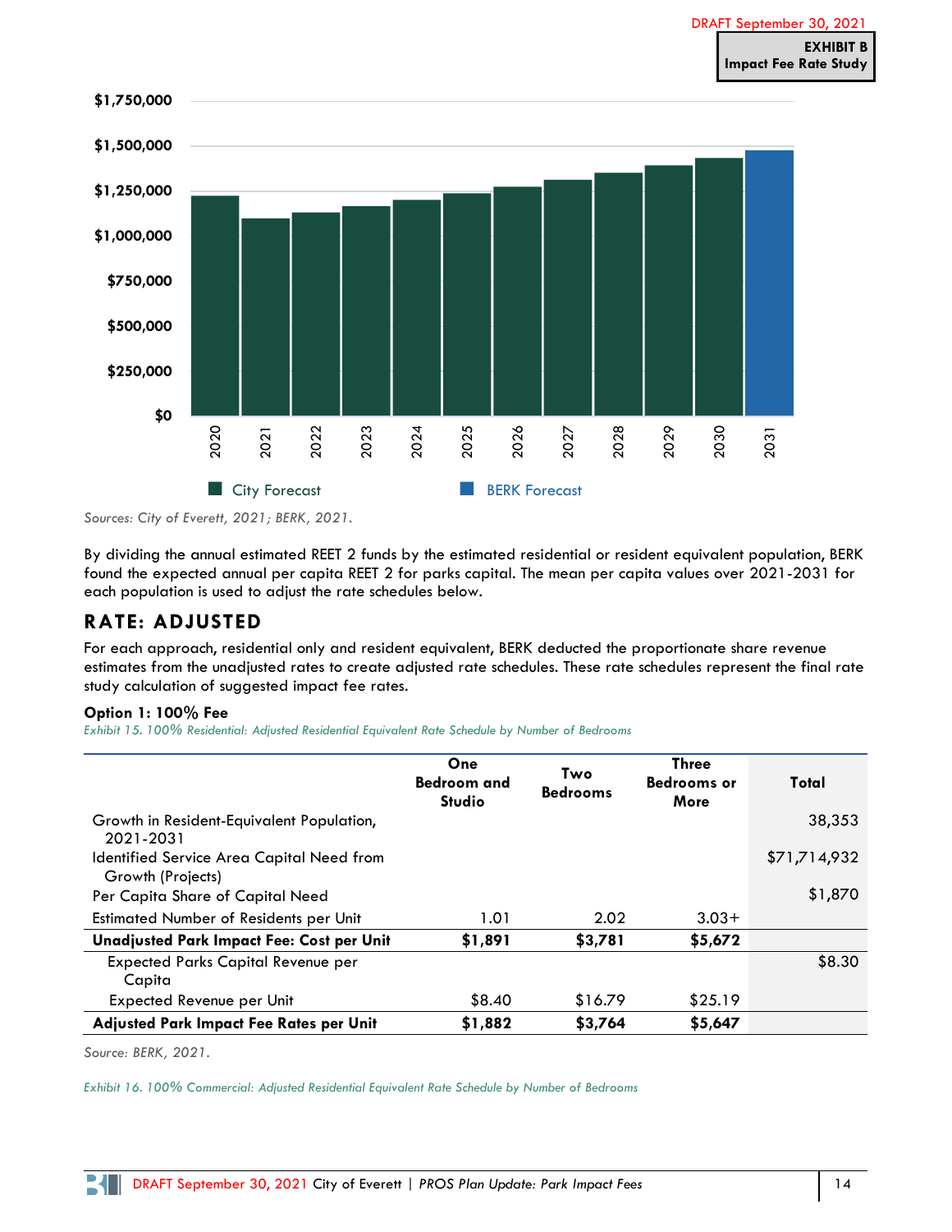DRAFT September 30, 2021

**EXHIBIT B**
**Impact Fee Rate Study**

City Forecast BERK Forecast

*Sources: City of Everett, 2021; BERK, 2021.*

By dividing the annual estimated REET 2 funds by the estimated residential or resident equivalent population, BERK found the expected annual per capita REET 2 for parks capital. The mean per capita values over 2021-2031 for each population is used to adjust the rate schedules below.

## RATE: ADJUSTED

For each approach, residential only and resident equivalent, BERK deducted the proportionate share revenue estimates from the unadjusted rates to create adjusted rate schedules. These rate schedules represent the final rate study calculation of suggested impact fee rates.

### Option 1: 100% Fee

*Exhibit 15. 100% Residential: Adjusted Residential Equivalent Rate Schedule by Number of Bedrooms*

| | One Bedroom and Studio | Two Bedrooms | Three Bedrooms or More | Total |
|---|---|---|---|---|
| Growth in Resident-Equivalent Population, 2021-2031 | | | | 38,353 |
| Identified Service Area Capital Need from Growth (Projects) | | | | $71,714,932 |
| Per Capita Share of Capital Need | | | | $1,870 |
| Estimated Number of Residents per Unit | 1.01 | 2.02 | 3.03+ | |
| **Unadjusted Park Impact Fee: Cost per Unit** | **$1,891** | **$3,781** | **$5,672** | |
| Expected Parks Capital Revenue per Capita | | | | $8.30 |
| Expected Revenue per Unit | $8.40 | $16.79 | $25.19 | |
| **Adjusted Park Impact Fee Rates per Unit** | **$1,882** | **$3,764** | **$5,647** | |

*Source: BERK, 2021.*

*Exhibit 16. 100% Commercial: Adjusted Residential Equivalent Rate Schedule by Number of Bedrooms*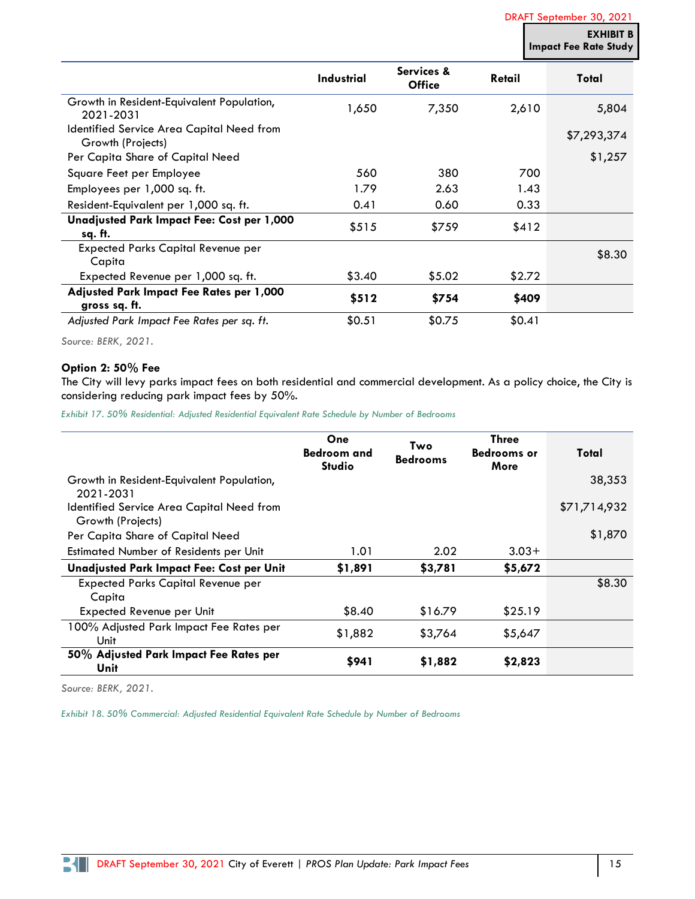| | Industrial | Services & Office | Retail | Total |
|---|---|---|---|---|
| Growth in Resident-Equivalent Population, 2021-2031 | 1,650 | 7,350 | 2,610 | 5,804 |
| Identified Service Area Capital Need from Growth (Projects) | | | | $7,293,374 |
| Per Capita Share of Capital Need | | | | $1,257 |
| Square Feet per Employee | 560 | 380 | 700 | |
| Employees per 1,000 sq. ft. | 1.79 | 2.63 | 1.43 | |
| Resident-Equivalent per 1,000 sq. ft. | 0.41 | 0.60 | 0.33 | |
| **Unadjusted Park Impact Fee: Cost per 1,000 sq. ft.** | $515 | $759 | $412 | |
| Expected Parks Capital Revenue per Capita | | | | $8.30 |
| Expected Revenue per 1,000 sq. ft. | $3.40 | $5.02 | $2.72 | |
| **Adjusted Park Impact Fee Rates per 1,000 gross sq. ft.** | **$512** | **$754** | **$409** | |
| *Adjusted Park Impact Fee Rates per sq. ft.* | $0.51 | $0.75 | $0.41 | |

*Source: BERK, 2021.*

**Option 2: 50% Fee**

The City will levy parks impact fees on both residential and commercial development. As a policy choice, the City is considering reducing park impact fees by 50%.

*Exhibit 17. 50% Residential: Adjusted Residential Equivalent Rate Schedule by Number of Bedrooms*

| | One Bedroom and Studio | Two Bedrooms | Three Bedrooms or More | Total |
|---|---|---|---|---|
| Growth in Resident-Equivalent Population, 2021-2031 | | | | 38,353 |
| Identified Service Area Capital Need from Growth (Projects) | | | | $71,714,932 |
| Per Capita Share of Capital Need | | | | $1,870 |
| Estimated Number of Residents per Unit | 1.01 | 2.02 | 3.03+ | |
| **Unadjusted Park Impact Fee: Cost per Unit** | **$1,891** | **$3,781** | **$5,672** | |
| Expected Parks Capital Revenue per Capita | | | | $8.30 |
| Expected Revenue per Unit | $8.40 | $16.79 | $25.19 | |
| 100% Adjusted Park Impact Fee Rates per Unit | $1,882 | $3,764 | $5,647 | |
| **50% Adjusted Park Impact Fee Rates per Unit** | **$941** | **$1,882** | **$2,823** | |

*Source: BERK, 2021.*

*Exhibit 18. 50% Commercial: Adjusted Residential Equivalent Rate Schedule by Number of Bedrooms*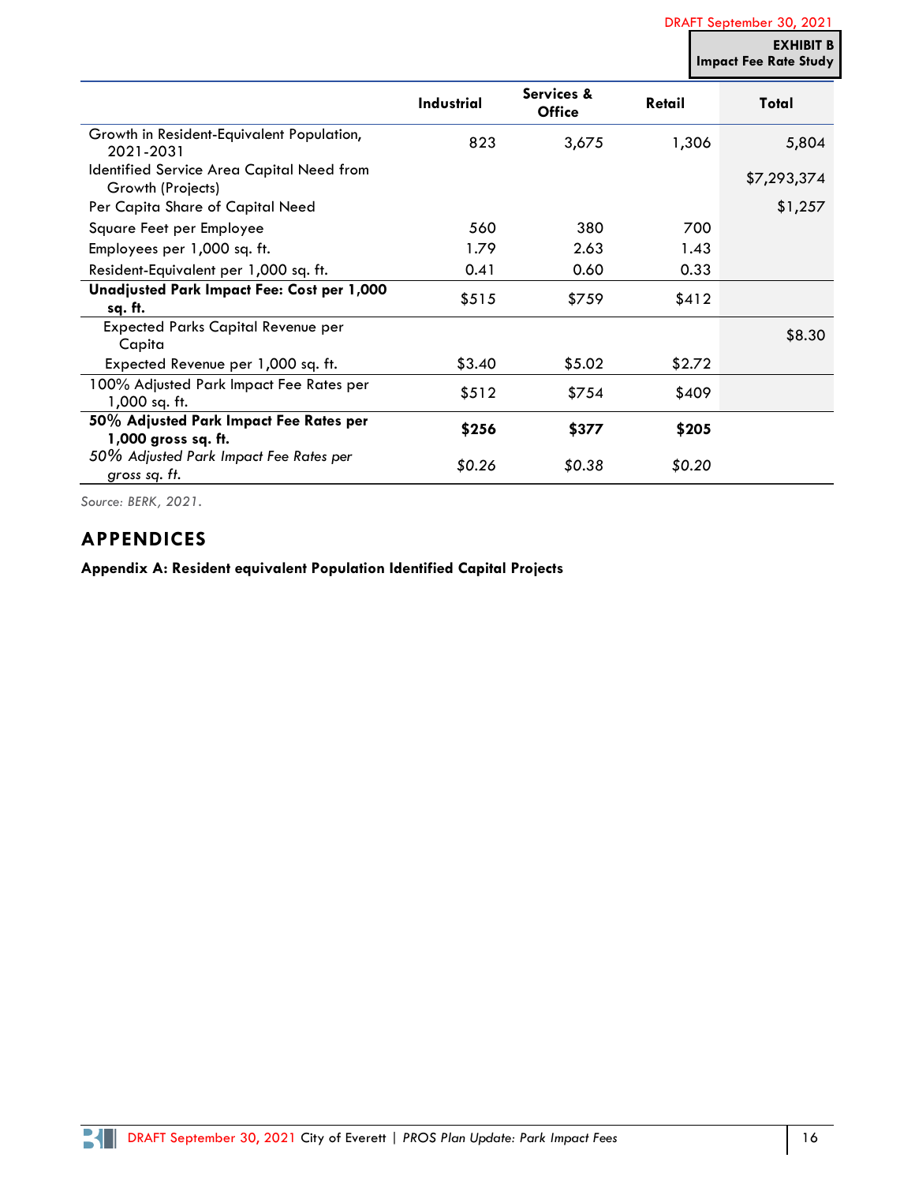| | Industrial | Services & Office | Retail | Total |
|---|---|---|---|---|
| Growth in Resident-Equivalent Population, 2021-2031 | 823 | 3,675 | 1,306 | 5,804 |
| Identified Service Area Capital Need from Growth (Projects) | | | | $7,293,374 |
| Per Capita Share of Capital Need | | | | $1,257 |
| Square Feet per Employee | 560 | 380 | 700 | |
| Employees per 1,000 sq. ft. | 1.79 | 2.63 | 1.43 | |
| Resident-Equivalent per 1,000 sq. ft. | 0.41 | 0.60 | 0.33 | |
| **Unadjusted Park Impact Fee: Cost per 1,000 sq. ft.** | $515 | $759 | $412 | |
| Expected Parks Capital Revenue per Capita | | | | $8.30 |
| Expected Revenue per 1,000 sq. ft. | $3.40 | $5.02 | $2.72 | |
| 100% Adjusted Park Impact Fee Rates per 1,000 sq. ft. | $512 | $754 | $409 | |
| **50% Adjusted Park Impact Fee Rates per 1,000 gross sq. ft.** | **$256** | **$377** | **$205** | |
| *50% Adjusted Park Impact Fee Rates per gross sq. ft.* | *$0.26* | *$0.38* | *$0.20* | |

*Source: BERK, 2021.*

## APPENDICES

**Appendix A: Resident equivalent Population Identified Capital Projects**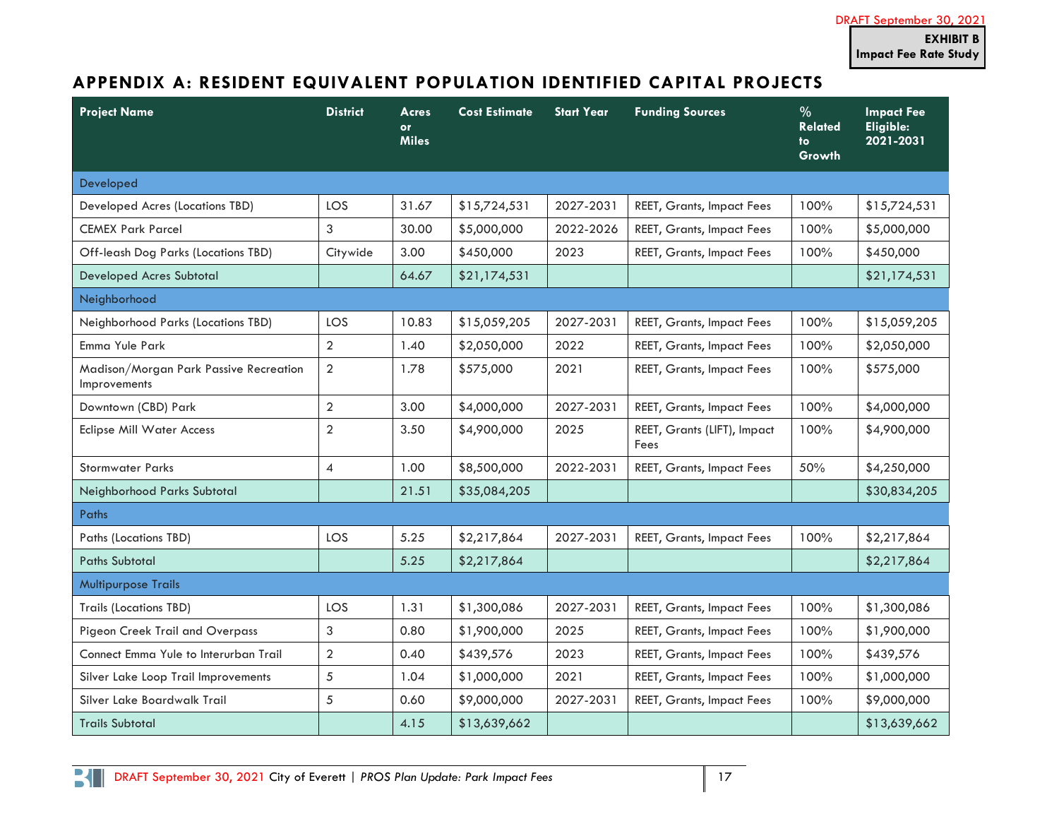DRAFT September 30, 2021

**EXHIBIT B**
**Impact Fee Rate Study**

## APPENDIX A: RESIDENT EQUIVALENT POPULATION IDENTIFIED CAPITAL PROJECTS

| Project Name | District | Acres or Miles | Cost Estimate | Start Year | Funding Sources | % Related to Growth | Impact Fee Eligible: 2021-2031 |
|---|---|---|---|---|---|---|---|
| Developed | | | | | | | |
| Developed Acres (Locations TBD) | LOS | 31.67 | $15,724,531 | 2027-2031 | REET, Grants, Impact Fees | 100% | $15,724,531 |
| CEMEX Park Parcel | 3 | 30.00 | $5,000,000 | 2022-2026 | REET, Grants, Impact Fees | 100% | $5,000,000 |
| Off-leash Dog Parks (Locations TBD) | Citywide | 3.00 | $450,000 | 2023 | REET, Grants, Impact Fees | 100% | $450,000 |
| Developed Acres Subtotal | | 64.67 | $21,174,531 | | | | $21,174,531 |
| Neighborhood | | | | | | | |
| Neighborhood Parks (Locations TBD) | LOS | 10.83 | $15,059,205 | 2027-2031 | REET, Grants, Impact Fees | 100% | $15,059,205 |
| Emma Yule Park | 2 | 1.40 | $2,050,000 | 2022 | REET, Grants, Impact Fees | 100% | $2,050,000 |
| Madison/Morgan Park Passive Recreation Improvements | 2 | 1.78 | $575,000 | 2021 | REET, Grants, Impact Fees | 100% | $575,000 |
| Downtown (CBD) Park | 2 | 3.00 | $4,000,000 | 2027-2031 | REET, Grants, Impact Fees | 100% | $4,000,000 |
| Eclipse Mill Water Access | 2 | 3.50 | $4,900,000 | 2025 | REET, Grants (LIFT), Impact Fees | 100% | $4,900,000 |
| Stormwater Parks | 4 | 1.00 | $8,500,000 | 2022-2031 | REET, Grants, Impact Fees | 50% | $4,250,000 |
| Neighborhood Parks Subtotal | | 21.51 | $35,084,205 | | | | $30,834,205 |
| Paths | | | | | | | |
| Paths (Locations TBD) | LOS | 5.25 | $2,217,864 | 2027-2031 | REET, Grants, Impact Fees | 100% | $2,217,864 |
| Paths Subtotal | | 5.25 | $2,217,864 | | | | $2,217,864 |
| Multipurpose Trails | | | | | | | |
| Trails (Locations TBD) | LOS | 1.31 | $1,300,086 | 2027-2031 | REET, Grants, Impact Fees | 100% | $1,300,086 |
| Pigeon Creek Trail and Overpass | 3 | 0.80 | $1,900,000 | 2025 | REET, Grants, Impact Fees | 100% | $1,900,000 |
| Connect Emma Yule to Interurban Trail | 2 | 0.40 | $439,576 | 2023 | REET, Grants, Impact Fees | 100% | $439,576 |
| Silver Lake Loop Trail Improvements | 5 | 1.04 | $1,000,000 | 2021 | REET, Grants, Impact Fees | 100% | $1,000,000 |
| Silver Lake Boardwalk Trail | 5 | 0.60 | $9,000,000 | 2027-2031 | REET, Grants, Impact Fees | 100% | $9,000,000 |
| Trails Subtotal | | 4.15 | $13,639,662 | | | | $13,639,662 |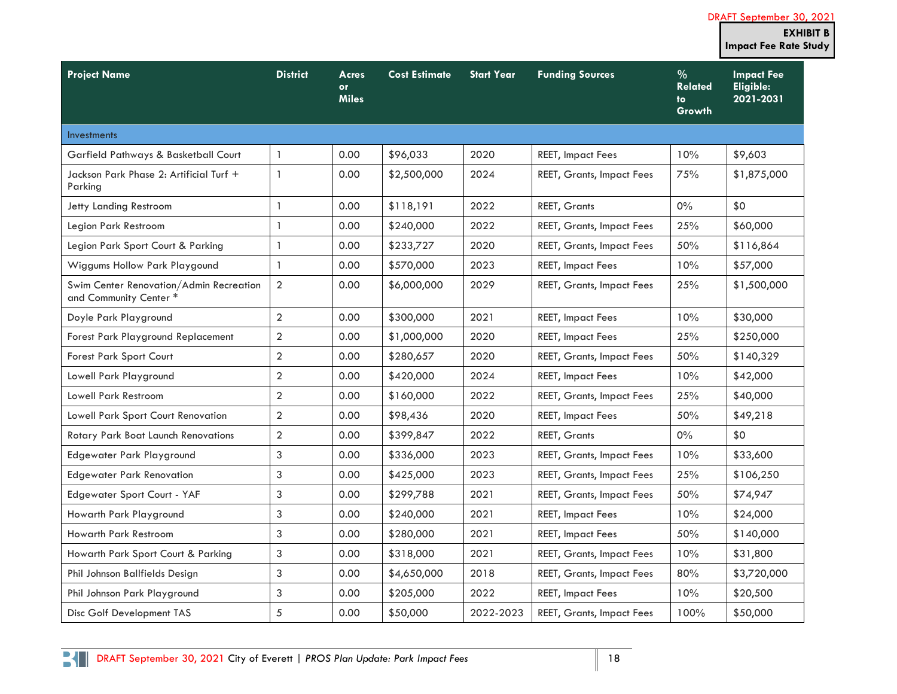**EXHIBIT B**
**Impact Fee Rate Study**

| Project Name | District | Acres or Miles | Cost Estimate | Start Year | Funding Sources | % Related to Growth | Impact Fee Eligible: 2021-2031 |
|---|---|---|---|---|---|---|---|
| Investments | | | | | | | |
| Garfield Pathways & Basketball Court | 1 | 0.00 | $96,033 | 2020 | REET, Impact Fees | 10% | $9,603 |
| Jackson Park Phase 2: Artificial Turf + Parking | 1 | 0.00 | $2,500,000 | 2024 | REET, Grants, Impact Fees | 75% | $1,875,000 |
| Jetty Landing Restroom | 1 | 0.00 | $118,191 | 2022 | REET, Grants | 0% | $0 |
| Legion Park Restroom | 1 | 0.00 | $240,000 | 2022 | REET, Grants, Impact Fees | 25% | $60,000 |
| Legion Park Sport Court & Parking | 1 | 0.00 | $233,727 | 2020 | REET, Grants, Impact Fees | 50% | $116,864 |
| Wiggums Hollow Park Playgound | 1 | 0.00 | $570,000 | 2023 | REET, Impact Fees | 10% | $57,000 |
| Swim Center Renovation/Admin Recreation and Community Center * | 2 | 0.00 | $6,000,000 | 2029 | REET, Grants, Impact Fees | 25% | $1,500,000 |
| Doyle Park Playground | 2 | 0.00 | $300,000 | 2021 | REET, Impact Fees | 10% | $30,000 |
| Forest Park Playground Replacement | 2 | 0.00 | $1,000,000 | 2020 | REET, Impact Fees | 25% | $250,000 |
| Forest Park Sport Court | 2 | 0.00 | $280,657 | 2020 | REET, Grants, Impact Fees | 50% | $140,329 |
| Lowell Park Playground | 2 | 0.00 | $420,000 | 2024 | REET, Impact Fees | 10% | $42,000 |
| Lowell Park Restroom | 2 | 0.00 | $160,000 | 2022 | REET, Grants, Impact Fees | 25% | $40,000 |
| Lowell Park Sport Court Renovation | 2 | 0.00 | $98,436 | 2020 | REET, Impact Fees | 50% | $49,218 |
| Rotary Park Boat Launch Renovations | 2 | 0.00 | $399,847 | 2022 | REET, Grants | 0% | $0 |
| Edgewater Park Playground | 3 | 0.00 | $336,000 | 2023 | REET, Grants, Impact Fees | 10% | $33,600 |
| Edgewater Park Renovation | 3 | 0.00 | $425,000 | 2023 | REET, Grants, Impact Fees | 25% | $106,250 |
| Edgewater Sport Court - YAF | 3 | 0.00 | $299,788 | 2021 | REET, Grants, Impact Fees | 50% | $74,947 |
| Howarth Park Playground | 3 | 0.00 | $240,000 | 2021 | REET, Impact Fees | 10% | $24,000 |
| Howarth Park Restroom | 3 | 0.00 | $280,000 | 2021 | REET, Impact Fees | 50% | $140,000 |
| Howarth Park Sport Court & Parking | 3 | 0.00 | $318,000 | 2021 | REET, Grants, Impact Fees | 10% | $31,800 |
| Phil Johnson Ballfields Design | 3 | 0.00 | $4,650,000 | 2018 | REET, Grants, Impact Fees | 80% | $3,720,000 |
| Phil Johnson Park Playground | 3 | 0.00 | $205,000 | 2022 | REET, Impact Fees | 10% | $20,500 |
| Disc Golf Development TAS | 5 | 0.00 | $50,000 | 2022-2023 | REET, Grants, Impact Fees | 100% | $50,000 |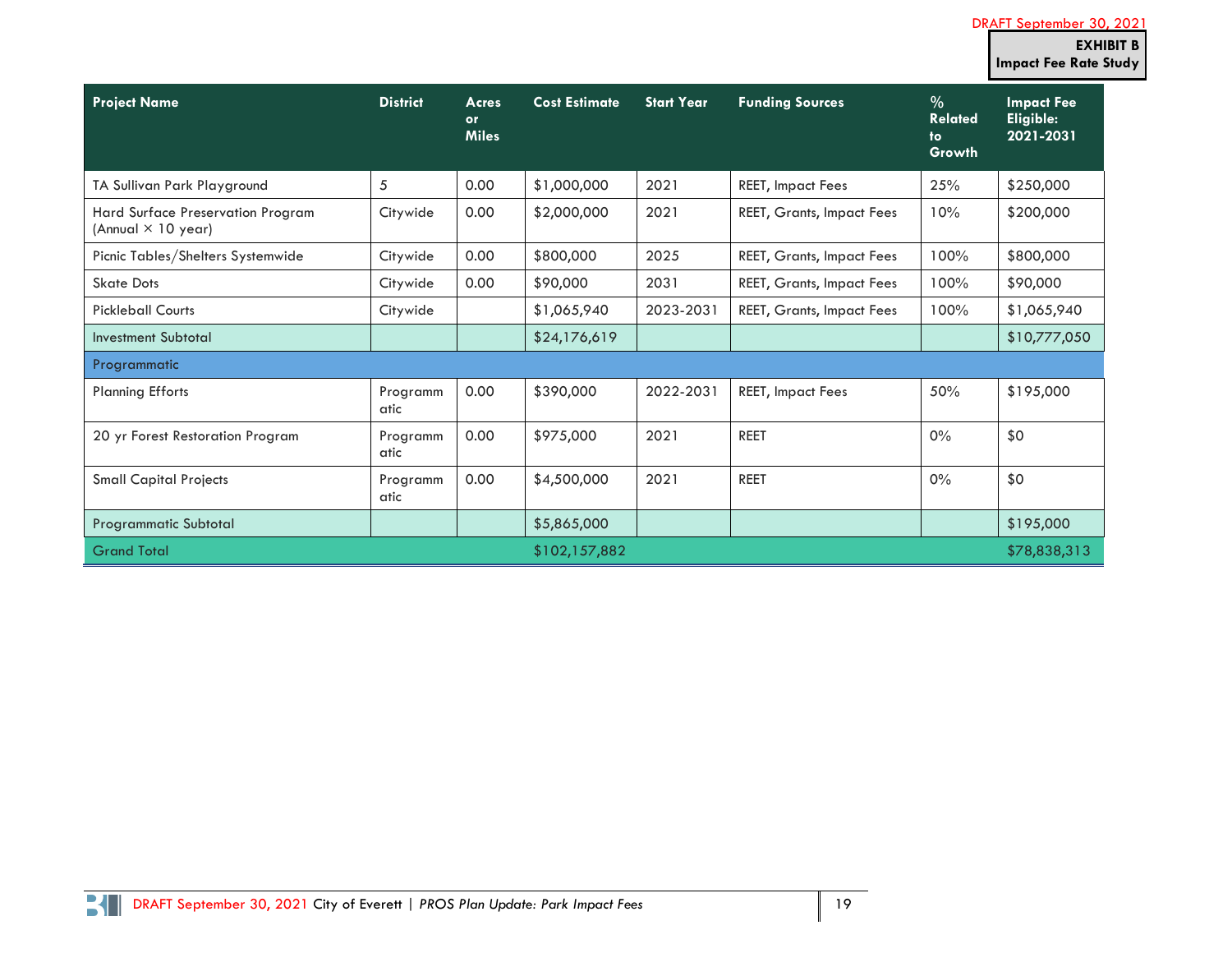**EXHIBIT B**
**Impact Fee Rate Study**

| Project Name | District | Acres or Miles | Cost Estimate | Start Year | Funding Sources | % Related to Growth | Impact Fee Eligible: 2021-2031 |
|---|---|---|---|---|---|---|---|
| TA Sullivan Park Playground | 5 | 0.00 | $1,000,000 | 2021 | REET, Impact Fees | 25% | $250,000 |
| Hard Surface Preservation Program (Annual × 10 year) | Citywide | 0.00 | $2,000,000 | 2021 | REET, Grants, Impact Fees | 10% | $200,000 |
| Picnic Tables/Shelters Systemwide | Citywide | 0.00 | $800,000 | 2025 | REET, Grants, Impact Fees | 100% | $800,000 |
| Skate Dots | Citywide | 0.00 | $90,000 | 2031 | REET, Grants, Impact Fees | 100% | $90,000 |
| Pickleball Courts | Citywide | | $1,065,940 | 2023-2031 | REET, Grants, Impact Fees | 100% | $1,065,940 |
| Investment Subtotal | | | $24,176,619 | | | | $10,777,050 |
| Programmatic | | | | | | | |
| Planning Efforts | Programmatic | 0.00 | $390,000 | 2022-2031 | REET, Impact Fees | 50% | $195,000 |
| 20 yr Forest Restoration Program | Programmatic | 0.00 | $975,000 | 2021 | REET | 0% | $0 |
| Small Capital Projects | Programmatic | 0.00 | $4,500,000 | 2021 | REET | 0% | $0 |
| Programmatic Subtotal | | | $5,865,000 | | | | $195,000 |
| Grand Total | | | $102,157,882 | | | | $78,838,313 |